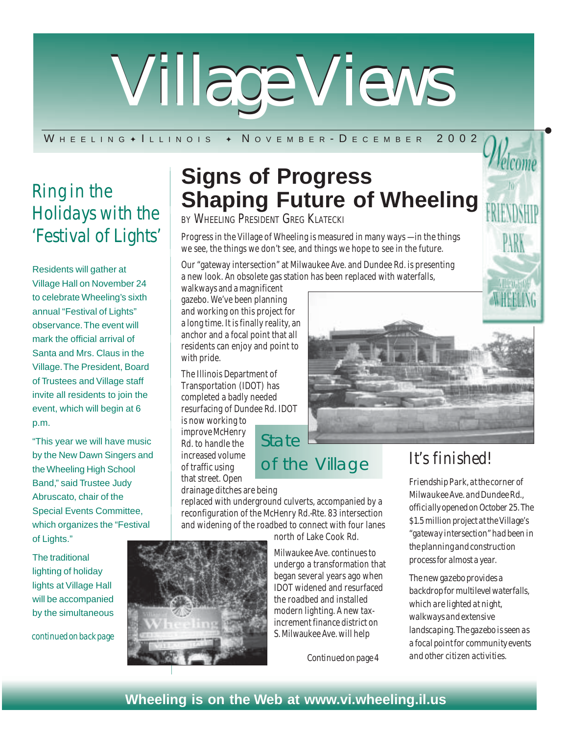# Village Views

WHEELING ✦ ILLINOIS ✦ NOVEMBER-DECEMBER 2002

## Ring in the Holidays with the 'Festival of Lights'

Residents will gather at Village Hall on November 24 to celebrate Wheeling's sixth annual "Festival of Lights" observance. The event will mark the official arrival of Santa and Mrs. Claus in the Village. The President, Board of Trustees and Village staff invite all residents to join the event, which will begin at 6 p.m.

"This year we will have music by the New Dawn Singers and the Wheeling High School Band," said Trustee Judy Abruscato, chair of the Special Events Committee, which organizes the "Festival of Lights."

The traditional lighting of holiday lights at Village Hall will be accompanied by the simultaneous

*continued on back page*

## Signs of Progress Shaping Future of Wheeling

BY WHEELING PRESIDENT GREG KLATECKI

### State of the Village

Progress in the Village of Wheeling is measured in many ways — in the things we see, the things we don't see, and things we hope to see in the future.

Our "gateway intersection" at Milwaukee Ave. and Dundee Rd. is presenting a new look. An obsolete gas station has been replaced with waterfalls, walkways and a magnificent gazebo. We've been planning and working on this project for a long time. It is finally reality, an anchor and a focal point that all residents can enjoy and point to with pride.

The Illinois Department of Transportation (IDOT) has completed a badly needed resurfacing of Dundee Rd. IDOT is now working to improve McHenry Rd. to handle the increased volume of traffic using that street. Open drainage ditches are being replaced with underground culverts, accompanied by a reconfiguration of the McHenry Rd.-Rte. 83 intersection and widening of the roadbed to connect with four lanes north of Lake Cook Rd.

Milwaukee Ave. continues to undergo a transformation that began several years ago when IDOT widened and resurfaced the roadbed and installed modern lighting. A new tax-increment finance district on S. Milwaukee Ave. will help

*Continued on page 4*

## It's finished!

Friendship Park, at the corner of Milwaukee Ave. and Dundee Rd., officially opened on October 25. The $1.5 million project at the Village's "gateway intersection" had been in the planning and construction process for almost a year.

The new gazebo provides a backdrop for multilevel waterfalls, which are lighted at night, walkways and extensive landscaping. The gazebo is seen as a focal point for community events and other citizen activities.

**Wheeling is on the Web at www.vi.wheeling.il.us**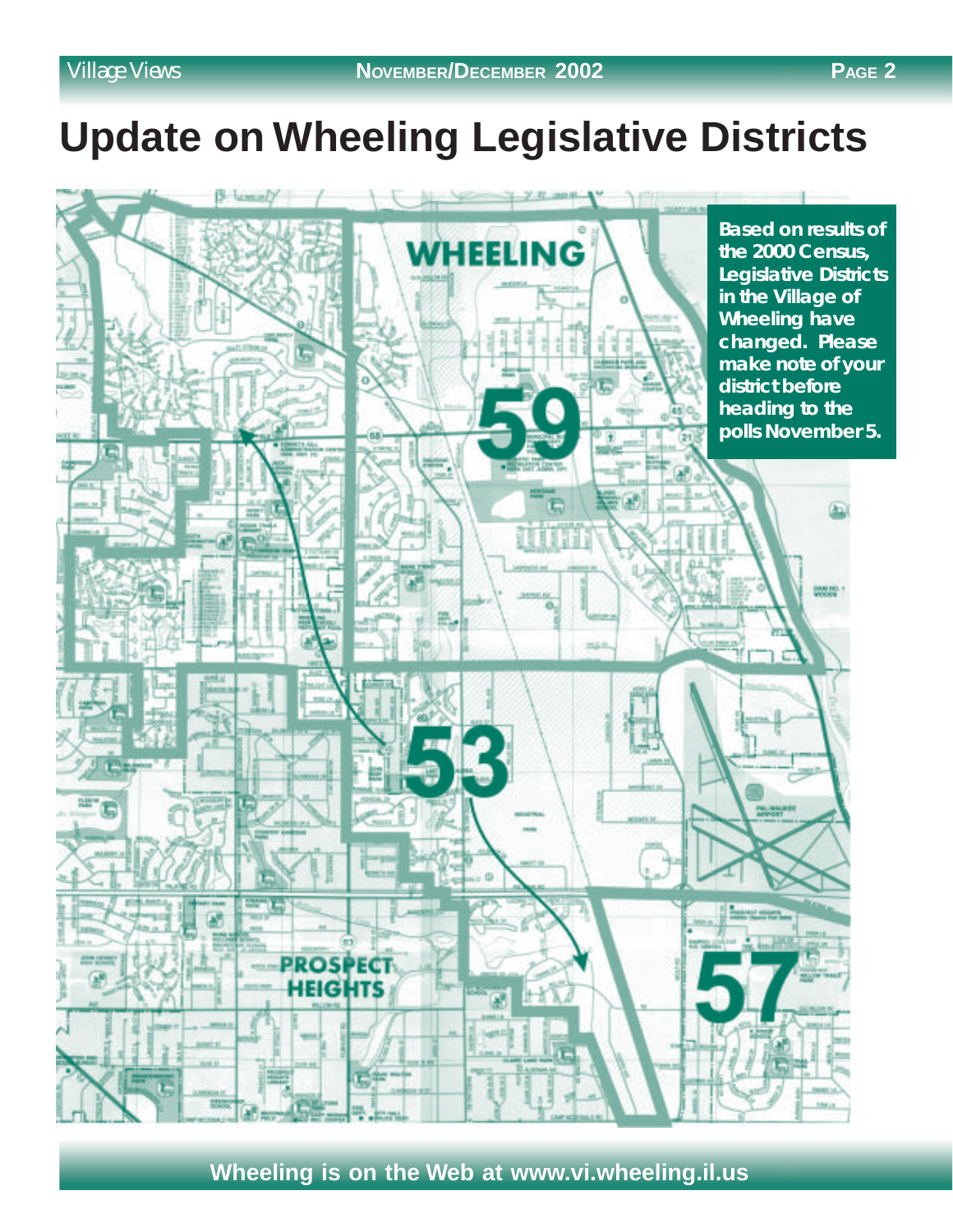# Update on Wheeling Legislative Districts

Based on results of the 2000 Census, Legislative Districts in the Village of Wheeling have changed. Please make note of your district before heading to the polls November 5.

WHEELING

59

53

57

PROSPECT HEIGHTS

Wheeling is on the Web at www.vi.wheeling.il.us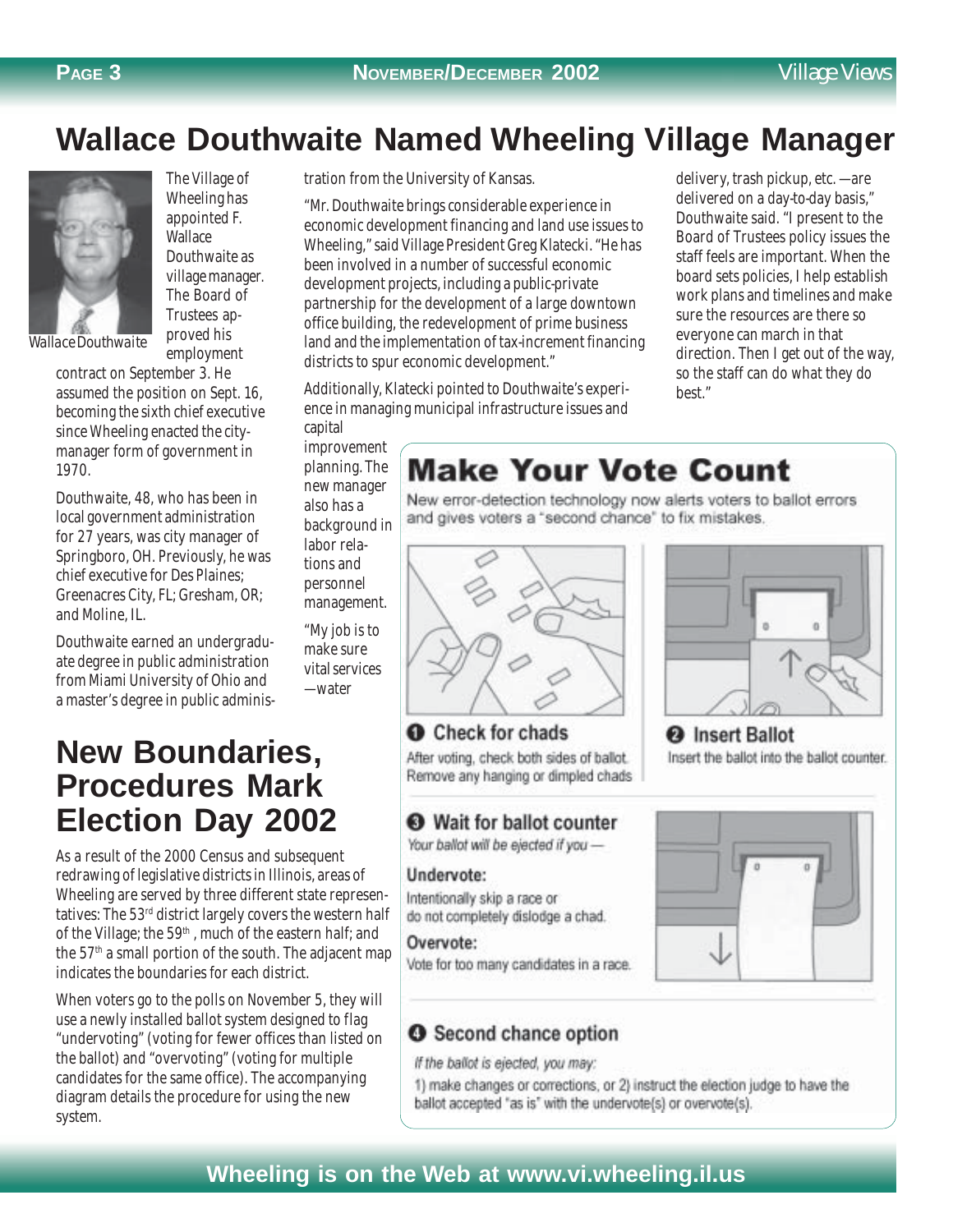# Wallace Douthwaite Named Wheeling Village Manager

Wallace Douthwaite

The Village of Wheeling has appointed F. Wallace Douthwaite as village manager. The Board of Trustees approved his employment contract on September 3. He assumed the position on Sept. 16, becoming the sixth chief executive since Wheeling enacted the city-manager form of government in 1970.

Douthwaite, 48, who has been in local government administration for 27 years, was city manager of Springboro, OH. Previously, he was chief executive for Des Plaines; Greenacres City, FL; Gresham, OR; and Moline, IL.

Douthwaite earned an undergraduate degree in public administration from Miami University of Ohio and a master's degree in public administration from the University of Kansas.

"Mr. Douthwaite brings considerable experience in economic development financing and land use issues to Wheeling," said Village President Greg Klatecki. "He has been involved in a number of successful economic development projects, including a public-private partnership for the development of a large downtown office building, the redevelopment of prime business land and the implementation of tax-increment financing districts to spur economic development."

Additionally, Klatecki pointed to Douthwaite's experience in managing municipal infrastructure issues and capital improvement planning. The new manager also has a background in labor relations and personnel management.

"My job is to make sure vital services —water delivery, trash pickup, etc. —are delivered on a day-to-day basis," Douthwaite said. "I present to the Board of Trustees policy issues the staff feels are important. When the board sets policies, I help establish work plans and timelines and make sure the resources are there so everyone can march in that direction. Then I get out of the way, so the staff can do what they do best."

# New Boundaries, Procedures Mark Election Day 2002

As a result of the 2000 Census and subsequent redrawing of legislative districts in Illinois, areas of Wheeling are served by three different state representatives: The 53rd district largely covers the western half of the Village; the 59th, much of the eastern half; and the 57th a small portion of the south. The adjacent map indicates the boundaries for each district.

When voters go to the polls on November 5, they will use a newly installed ballot system designed to flag "undervoting" (voting for fewer offices than listed on the ballot) and "overvoting" (voting for multiple candidates for the same office). The accompanying diagram details the procedure for using the new system.

## Make Your Vote Count

New error-detection technology now alerts voters to ballot errors and gives voters a "second chance" to fix mistakes.

**❶ Check for chads**

After voting, check both sides of ballot. Remove any hanging or dimpled chads

**❷ Insert Ballot**

Insert the ballot into the ballot counter.

**❸ Wait for ballot counter**

*Your ballot will be ejected if you —*

**Undervote:**

Intentionally skip a race or do not completely dislodge a chad.

**Overvote:**

Vote for too many candidates in a race.

**❹ Second chance option**

*If the ballot is ejected, you may:*

1) make changes or corrections, or 2) instruct the election judge to have the ballot accepted "as is" with the undervote(s) or overvote(s).

**Wheeling is on the Web at www.vi.wheeling.il.us**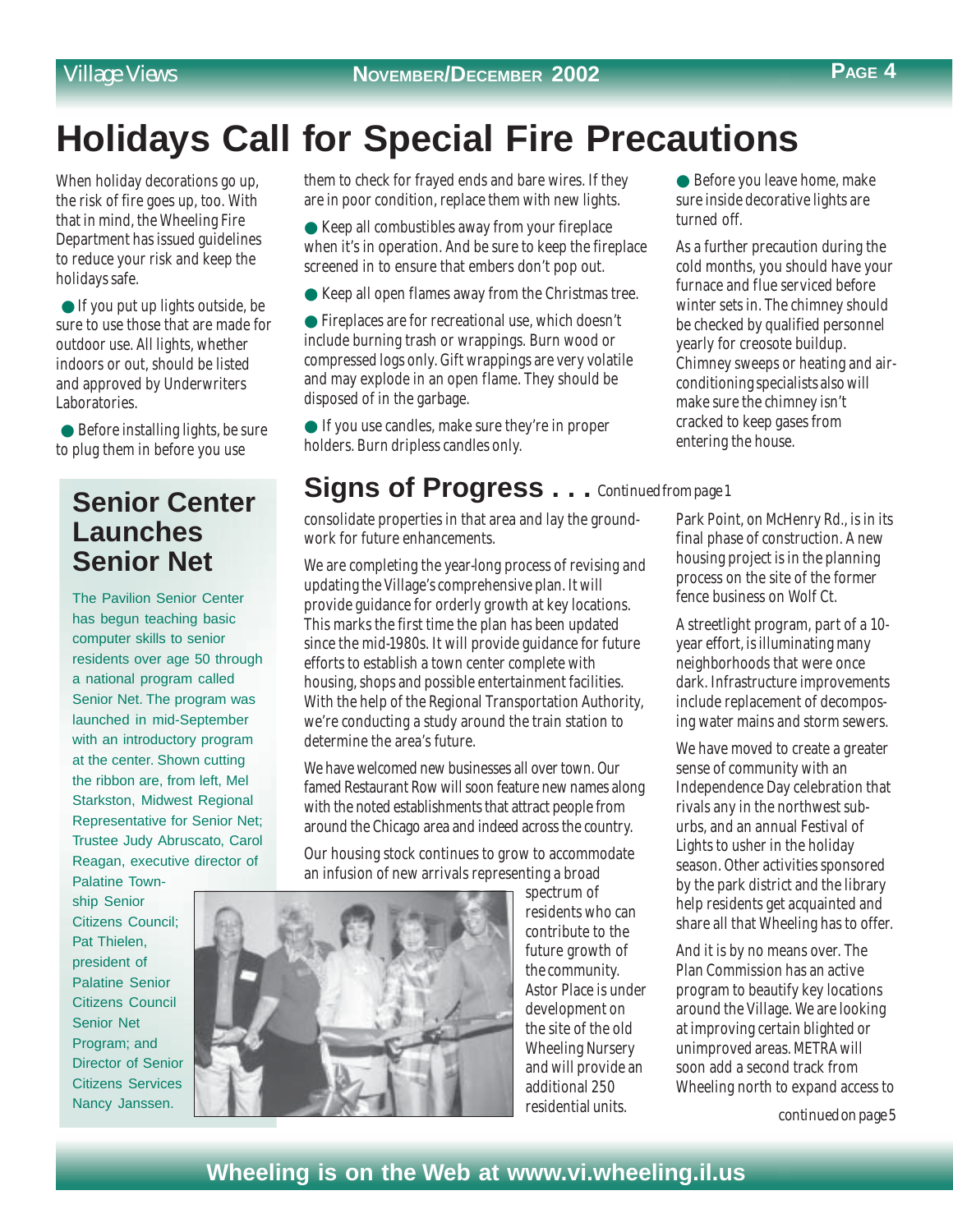# Holidays Call for Special Fire Precautions

When holiday decorations go up, the risk of fire goes up, too. With that in mind, the Wheeling Fire Department has issued guidelines to reduce your risk and keep the holidays safe.

- If you put up lights outside, be sure to use those that are made for outdoor use. All lights, whether indoors or out, should be listed and approved by Underwriters Laboratories.
- Before installing lights, be sure to plug them in before you use them to check for frayed ends and bare wires. If they are in poor condition, replace them with new lights.
- Keep all combustibles away from your fireplace when it's in operation. And be sure to keep the fireplace screened in to ensure that embers don't pop out.
- Keep all open flames away from the Christmas tree.
- Fireplaces are for recreational use, which doesn't include burning trash or wrappings. Burn wood or compressed logs only. Gift wrappings are very volatile and may explode in an open flame. They should be disposed of in the garbage.
- If you use candles, make sure they're in proper holders. Burn dripless candles only.
- Before you leave home, make sure inside decorative lights are turned off.

As a further precaution during the cold months, you should have your furnace and flue serviced before winter sets in. The chimney should be checked by qualified personnel yearly for creosote buildup. Chimney sweeps or heating and air-conditioning specialists also will make sure the chimney isn't cracked to keep gases from entering the house.

## Senior Center Launches Senior Net

The Pavilion Senior Center has begun teaching basic computer skills to senior residents over age 50 through a national program called Senior Net. The program was launched in mid-September with an introductory program at the center. Shown cutting the ribbon are, from left, Mel Starkston, Midwest Regional Representative for Senior Net; Trustee Judy Abruscato, Carol Reagan, executive director of Palatine Township Senior Citizens Council; Pat Thielen, president of Palatine Senior Citizens Council Senior Net Program; and Director of Senior Citizens Services Nancy Janssen.

## Signs of Progress . . . *Continued from page 1*

consolidate properties in that area and lay the groundwork for future enhancements.

We are completing the year-long process of revising and updating the Village's comprehensive plan. It will provide guidance for orderly growth at key locations. This marks the first time the plan has been updated since the mid-1980s. It will provide guidance for future efforts to establish a town center complete with housing, shops and possible entertainment facilities. With the help of the Regional Transportation Authority, we're conducting a study around the train station to determine the area's future.

We have welcomed new businesses all over town. Our famed Restaurant Row will soon feature new names along with the noted establishments that attract people from around the Chicago area and indeed across the country.

Our housing stock continues to grow to accommodate an infusion of new arrivals representing a broad spectrum of residents who can contribute to the future growth of the community. Astor Place is under development on the site of the old Wheeling Nursery and will provide an additional 250 residential units. Park Point, on McHenry Rd., is in its final phase of construction. A new housing project is in the planning process on the site of the former fence business on Wolf Ct.

A streetlight program, part of a 10-year effort, is illuminating many neighborhoods that were once dark. Infrastructure improvements include replacement of decomposing water mains and storm sewers.

We have moved to create a greater sense of community with an Independence Day celebration that rivals any in the northwest suburbs, and an annual Festival of Lights to usher in the holiday season. Other activities sponsored by the park district and the library help residents get acquainted and share all that Wheeling has to offer.

And it is by no means over. The Plan Commission has an active program to beautify key locations around the Village. We are looking at improving certain blighted or unimproved areas. METRA will soon add a second track from Wheeling north to expand access to

*continued on page 5*

**Wheeling is on the Web at www.vi.wheeling.il.us**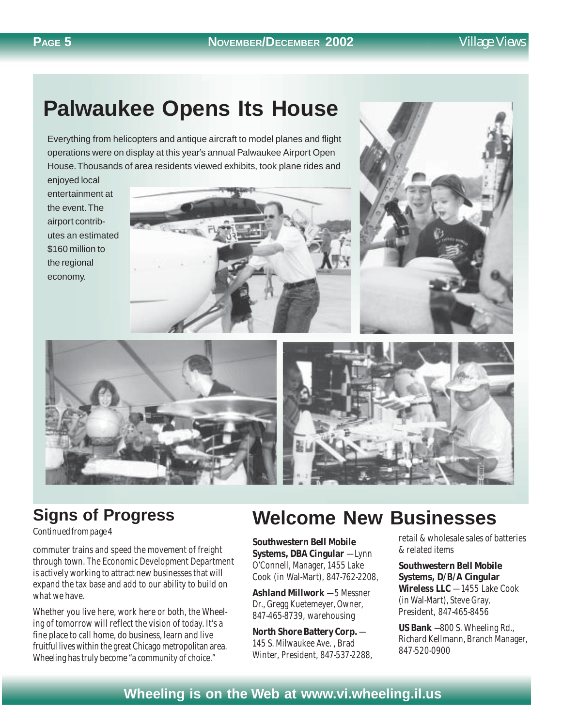# Palwaukee Opens Its House

Everything from helicopters and antique aircraft to model planes and flight operations were on display at this year's annual Palwaukee Airport Open House. Thousands of area residents viewed exhibits, took plane rides and enjoyed local entertainment at the event. The airport contributes an estimated $160 million to the regional economy.

## Signs of Progress

*Continued from page 4*

commuter trains and speed the movement of freight through town. The Economic Development Department is actively working to attract new businesses that will expand the tax base and add to our ability to build on what we have.

Whether you live here, work here or both, the Wheeling of tomorrow will reflect the vision of today. It's a fine place to call home, do business, learn and live fruitful lives within the great Chicago metropolitan area. Wheeling has truly become "a community of choice."

# Welcome New Businesses

**Southwestern Bell Mobile Systems, DBA Cingular** —Lynn O'Connell, Manager, 1455 Lake Cook (in Wal-Mart), 847-762-2208,

**Ashland Millwork** —5 Messner Dr., Gregg Kuetemeyer, Owner, 847-465-8739, warehousing

**North Shore Battery Corp.** —145 S. Milwaukee Ave. , Brad Winter, President, 847-537-2288, retail & wholesale sales of batteries & related items

**Southwestern Bell Mobile Systems, D/B/A Cingular Wireless LLC** —1455 Lake Cook (in Wal-Mart), Steve Gray, President, 847-465-8456

**US Bank** —800 S. Wheeling Rd., Richard Kellmann, Branch Manager, 847-520-0900

**Wheeling is on the Web at www.vi.wheeling.il.us**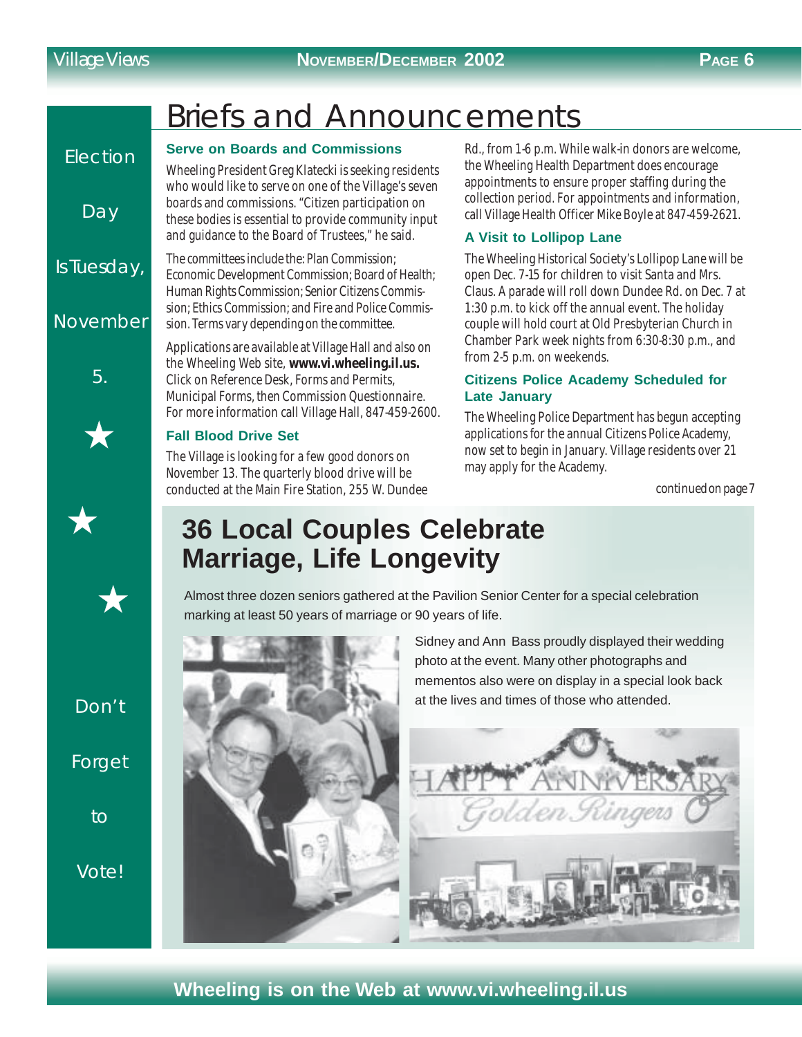# Briefs and Announcements

Election Day Is Tuesday, November 5.

★ ★ ★

Don't Forget to Vote!

### Serve on Boards and Commissions

Wheeling President Greg Klatecki is seeking residents who would like to serve on one of the Village's seven boards and commissions. "Citizen participation on these bodies is essential to provide community input and guidance to the Board of Trustees," he said.

The committees include the: Plan Commission; Economic Development Commission; Board of Health; Human Rights Commission; Senior Citizens Commission; Ethics Commission; and Fire and Police Commission. Terms vary depending on the committee.

Applications are available at Village Hall and also on the Wheeling Web site, **www.vi.wheeling.il.us.** Click on Reference Desk, Forms and Permits, Municipal Forms, then Commission Questionnaire. For more information call Village Hall, 847-459-2600.

### Fall Blood Drive Set

The Village is looking for a few good donors on November 13. The quarterly blood drive will be conducted at the Main Fire Station, 255 W. Dundee Rd., from 1-6 p.m. While walk-in donors are welcome, the Wheeling Health Department does encourage appointments to ensure proper staffing during the collection period. For appointments and information, call Village Health Officer Mike Boyle at 847-459-2621.

### A Visit to Lollipop Lane

The Wheeling Historical Society's Lollipop Lane will be open Dec. 7-15 for children to visit Santa and Mrs. Claus. A parade will roll down Dundee Rd. on Dec. 7 at 1:30 p.m. to kick off the annual event. The holiday couple will hold court at Old Presbyterian Church in Chamber Park week nights from 6:30-8:30 p.m., and from 2-5 p.m. on weekends.

### Citizens Police Academy Scheduled for Late January

The Wheeling Police Department has begun accepting applications for the annual Citizens Police Academy, now set to begin in January. Village residents over 21 may apply for the Academy.

*continued on page 7*

## 36 Local Couples Celebrate Marriage, Life Longevity

Almost three dozen seniors gathered at the Pavilion Senior Center for a special celebration marking at least 50 years of marriage or 90 years of life.

Sidney and Ann Bass proudly displayed their wedding photo at the event. Many other photographs and mementos also were on display in a special look back at the lives and times of those who attended.

**Wheeling is on the Web at www.vi.wheeling.il.us**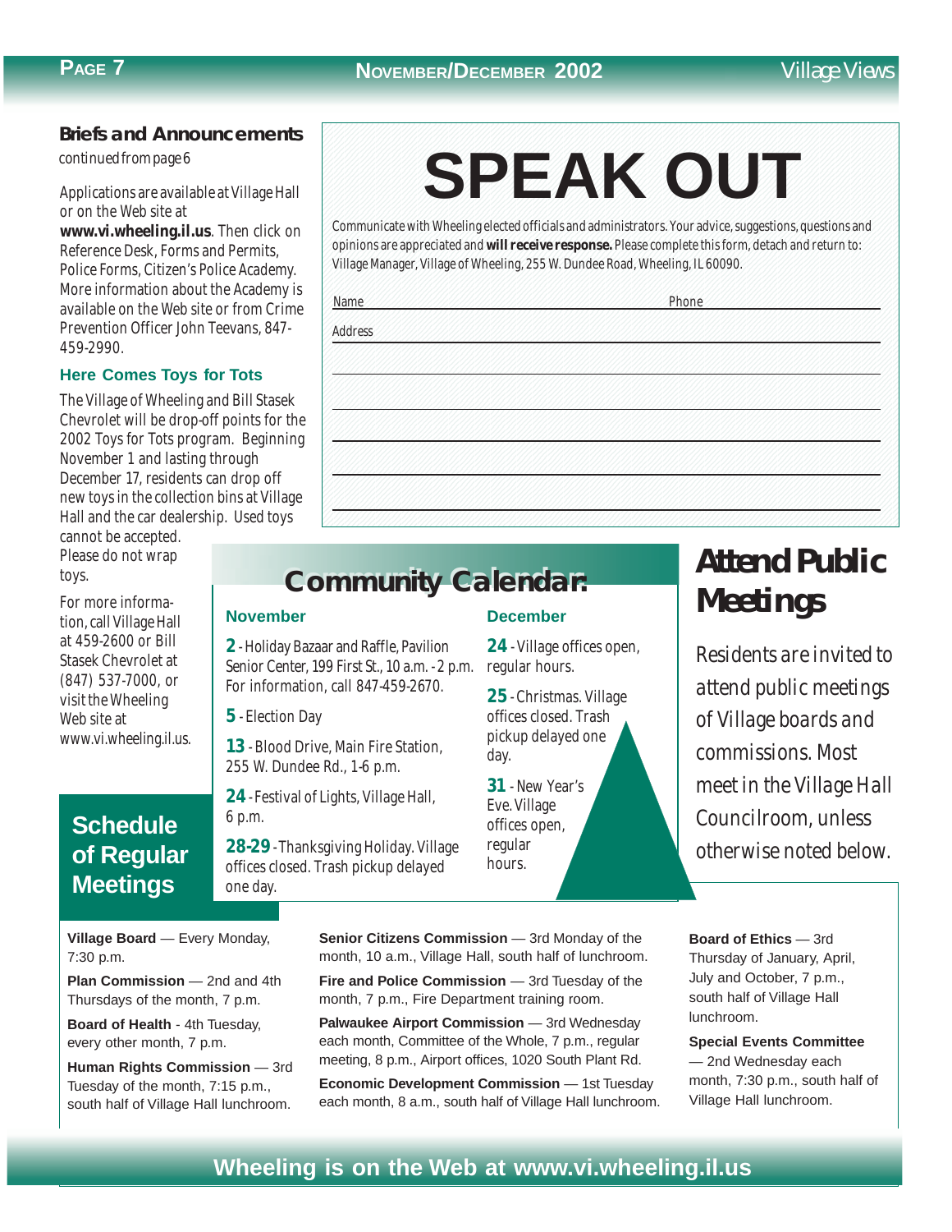## Briefs and Announcements

continued from page 6

Applications are available at Village Hall or on the Web site at **www.vi.wheeling.il.us**. Then click on Reference Desk, Forms and Permits, Police Forms, Citizen's Police Academy. More information about the Academy is available on the Web site or from Crime Prevention Officer John Teevans, 847-459-2990.

### Here Comes Toys for Tots

The Village of Wheeling and Bill Stasek Chevrolet will be drop-off points for the 2002 Toys for Tots program. Beginning November 1 and lasting through December 17, residents can drop off new toys in the collection bins at Village Hall and the car dealership. Used toys cannot be accepted. Please do not wrap toys.

For more information, call Village Hall at 459-2600 or Bill Stasek Chevrolet at (847) 537-7000, or visit the Wheeling Web site at www.vi.wheeling.il.us.

# SPEAK OUT

Communicate with Wheeling elected officials and administrators. Your advice, suggestions, questions and opinions are appreciated and **will receive response.** Please complete this form, detach and return to: Village Manager, Village of Wheeling, 255 W. Dundee Road, Wheeling, IL 60090.

Name ______________________ Phone ______________________

Address ______________________

______________________

______________________

______________________

______________________

______________________

## Community Calendar

### November

**2** - Holiday Bazaar and Raffle, Pavilion Senior Center, 199 First St., 10 a.m. - 2 p.m. For information, call 847-459-2670.

**5** - Election Day

**13** - Blood Drive, Main Fire Station, 255 W. Dundee Rd., 1-6 p.m.

**24** - Festival of Lights, Village Hall, 6 p.m.

**28-29** - Thanksgiving Holiday. Village offices closed. Trash pickup delayed one day.

### December

**24** - Village offices open, regular hours.

**25** - Christmas. Village offices closed. Trash pickup delayed one day.

**31** - New Year's Eve. Village offices open, regular hours.

## Attend Public Meetings

*Residents are invited to attend public meetings of Village boards and commissions. Most meet in the Village Hall Councilroom, unless otherwise noted below.*

## Schedule of Regular Meetings

**Village Board** — Every Monday, 7:30 p.m.

**Plan Commission** — 2nd and 4th Thursdays of the month, 7 p.m.

**Board of Health** - 4th Tuesday, every other month, 7 p.m.

**Human Rights Commission** — 3rd Tuesday of the month, 7:15 p.m., south half of Village Hall lunchroom.

**Senior Citizens Commission** — 3rd Monday of the month, 10 a.m., Village Hall, south half of lunchroom.

**Fire and Police Commission** — 3rd Tuesday of the month, 7 p.m., Fire Department training room.

**Palwaukee Airport Commission** — 3rd Wednesday each month, Committee of the Whole, 7 p.m., regular meeting, 8 p.m., Airport offices, 1020 South Plant Rd.

**Economic Development Commission** — 1st Tuesday each month, 8 a.m., south half of Village Hall lunchroom.

**Board of Ethics** — 3rd Thursday of January, April, July and October, 7 p.m., south half of Village Hall lunchroom.

**Special Events Committee** — 2nd Wednesday each month, 7:30 p.m., south half of Village Hall lunchroom.

**Wheeling is on the Web at www.vi.wheeling.il.us**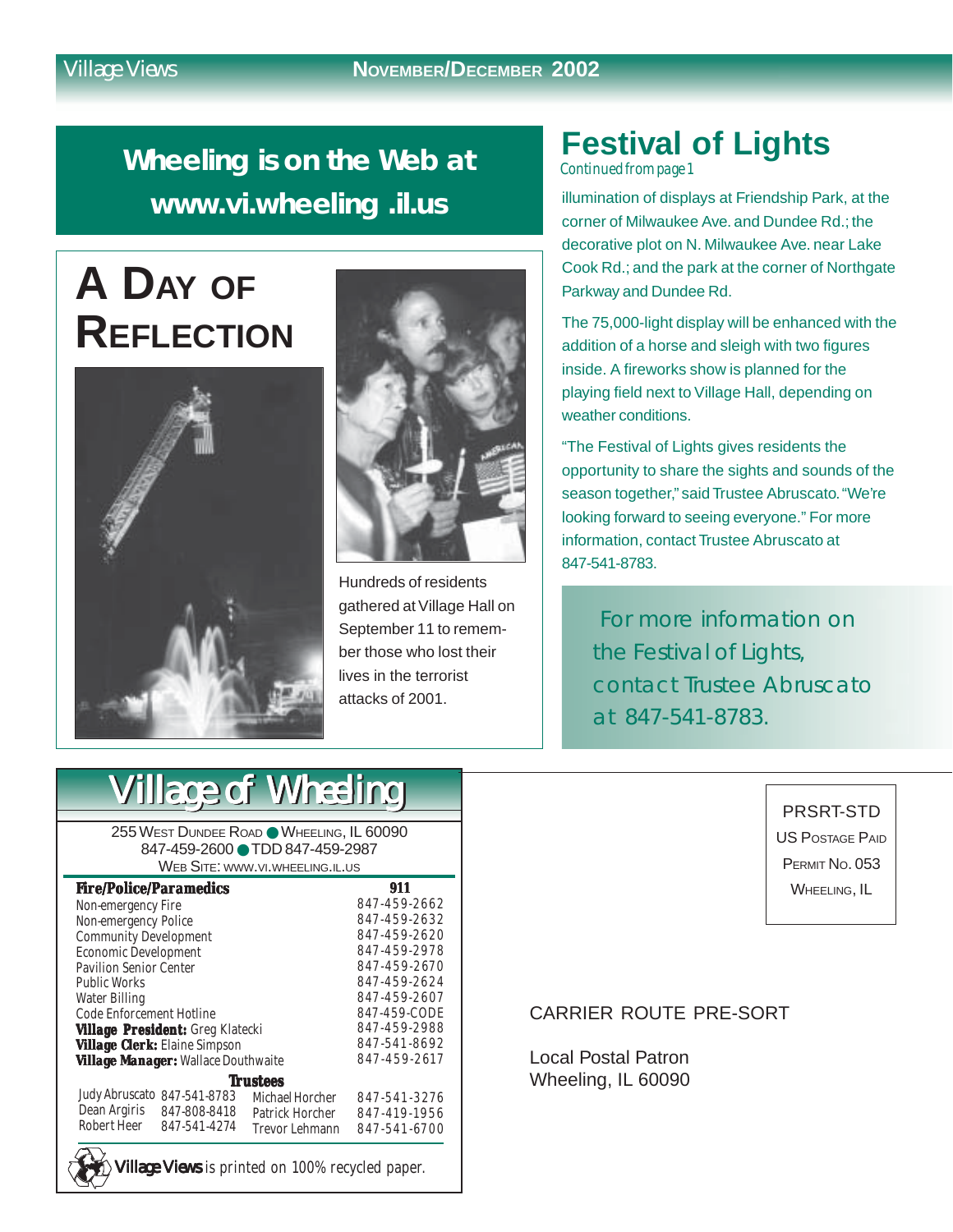## Wheeling is on the Web at www.vi.wheeling.il.us

# A Day of Reflection

Hundreds of residents gathered at Village Hall on September 11 to remember those who lost their lives in the terrorist attacks of 2001.

# Festival of Lights

*Continued from page 1*

illumination of displays at Friendship Park, at the corner of Milwaukee Ave. and Dundee Rd.; the decorative plot on N. Milwaukee Ave. near Lake Cook Rd.; and the park at the corner of Northgate Parkway and Dundee Rd.

The 75,000-light display will be enhanced with the addition of a horse and sleigh with two figures inside. A fireworks show is planned for the playing field next to Village Hall, depending on weather conditions.

"The Festival of Lights gives residents the opportunity to share the sights and sounds of the season together," said Trustee Abruscato. "We're looking forward to seeing everyone." For more information, contact Trustee Abruscato at 847-541-8783.

For more information on the Festival of Lights, contact Trustee Abruscato at 847-541-8783.

# Village of Wheeling

255 West Dundee Road ● Wheeling, IL 60090
847-459-2600 ● TDD 847-459-2987
Web Site: www.vi.wheeling.il.us

| | |
|---|---|
| **Fire/Police/Paramedics** | **911** |
| Non-emergency Fire | 847-459-2662 |
| Non-emergency Police | 847-459-2632 |
| Community Development | 847-459-2620 |
| Economic Development | 847-459-2978 |
| Pavilion Senior Center | 847-459-2670 |
| Public Works | 847-459-2624 |
| Water Billing | 847-459-2607 |
| Code Enforcement Hotline | 847-459-CODE |
| **Village President:** Greg Klatecki | 847-459-2988 |
| **Village Clerk:** Elaine Simpson | 847-541-8692 |
| **Village Manager:** Wallace Douthwaite | 847-459-2617 |

**Trustees**

| | | | |
|---|---|---|---|
| Judy Abruscato | 847-541-8783 | Michael Horcher | 847-541-3276 |
| Dean Argiris | 847-808-8418 | Patrick Horcher | 847-419-1956 |
| Robert Heer | 847-541-4274 | Trevor Lehmann | 847-541-6700 |

*Village Views* is printed on 100% recycled paper.

PRSRT-STD
US Postage Paid
Permit No. 053
Wheeling, IL

CARRIER ROUTE PRE-SORT

Local Postal Patron
Wheeling, IL 60090